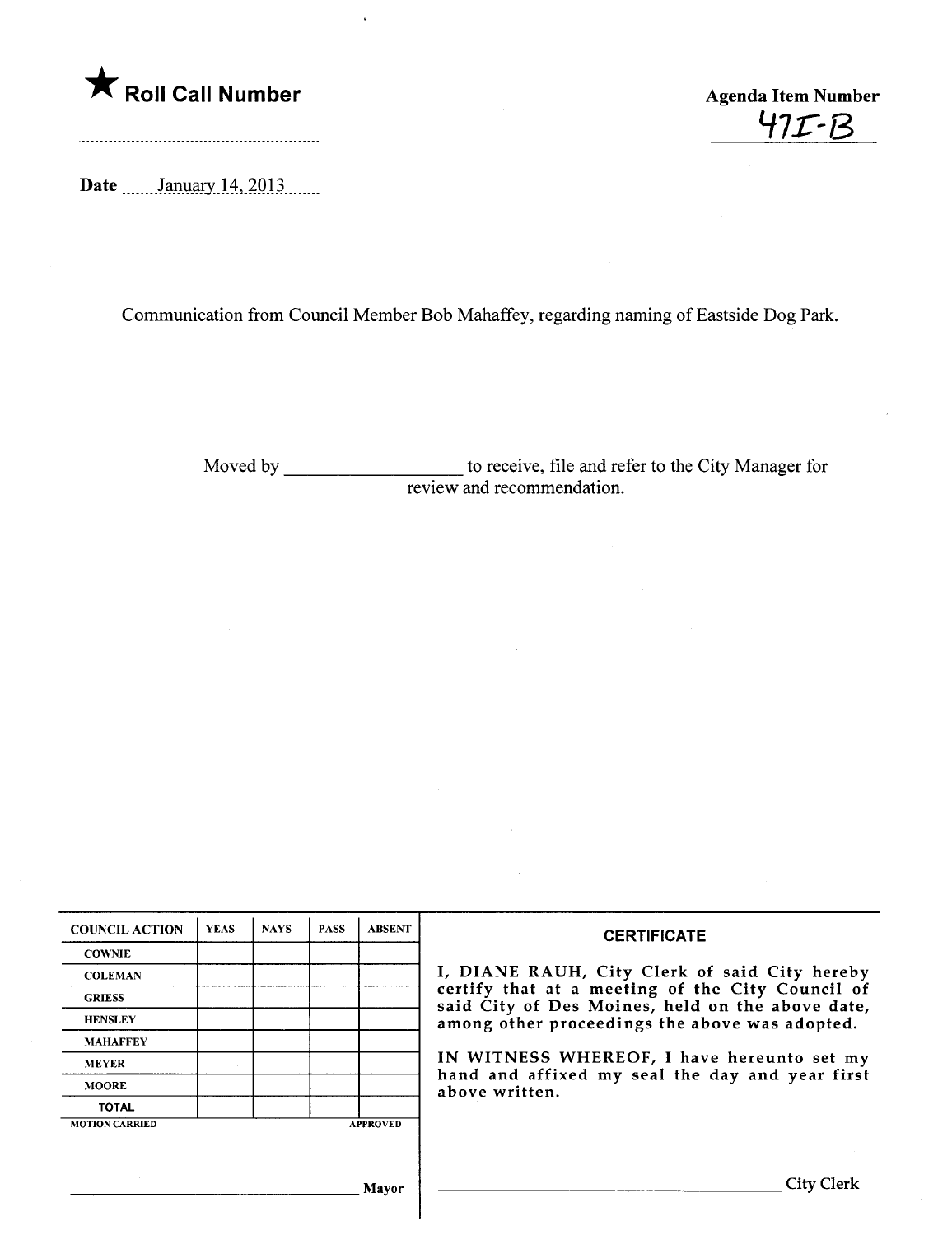★ **Roll Call Number**

..........................................................

**Agenda Item Number**

47I-B

**Date** January 14, 2013

Communication from Council Member Bob Mahaffey, regarding naming of Eastside Dog Park.

Moved by ____________________ to receive, file and refer to the City Manager for review and recommendation.

| COUNCIL ACTION | YEAS | NAYS | PASS | ABSENT |
|---|---|---|---|---|
| COWNIE | | | | |
| COLEMAN | | | | |
| GRIESS | | | | |
| HENSLEY | | | | |
| MAHAFFEY | | | | |
| MEYER | | | | |
| MOORE | | | | |
| TOTAL | | | | |

MOTION CARRIED APPROVED

______________________________ Mayor

**CERTIFICATE**

I, DIANE RAUH, City Clerk of said City hereby certify that at a meeting of the City Council of said City of Des Moines, held on the above date, among other proceedings the above was adopted.

IN WITNESS WHEREOF, I have hereunto set my hand and affixed my seal the day and year first above written.

______________________________ City Clerk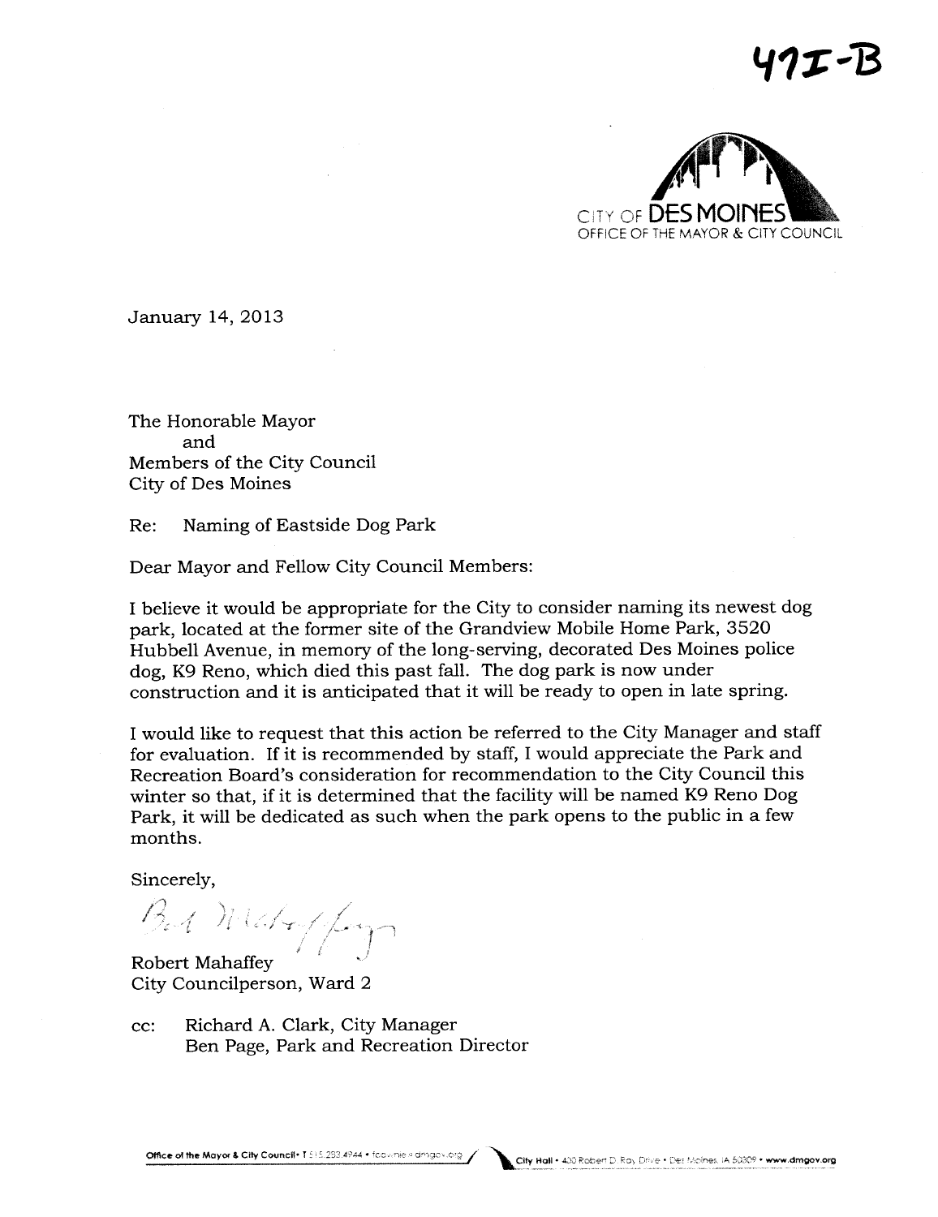47I-B

CITY OF DES MOINES
OFFICE OF THE MAYOR & CITY COUNCIL

January 14, 2013

The Honorable Mayor
and
Members of the City Council
City of Des Moines

Re: Naming of Eastside Dog Park

Dear Mayor and Fellow City Council Members:

I believe it would be appropriate for the City to consider naming its newest dog park, located at the former site of the Grandview Mobile Home Park, 3520 Hubbell Avenue, in memory of the long-serving, decorated Des Moines police dog, K9 Reno, which died this past fall. The dog park is now under construction and it is anticipated that it will be ready to open in late spring.

I would like to request that this action be referred to the City Manager and staff for evaluation. If it is recommended by staff, I would appreciate the Park and Recreation Board's consideration for recommendation to the City Council this winter so that, if it is determined that the facility will be named K9 Reno Dog Park, it will be dedicated as such when the park opens to the public in a few months.

Sincerely,

Robert Mahaffey
City Councilperson, Ward 2

cc: Richard A. Clark, City Manager
Ben Page, Park and Recreation Director

Office of the Mayor & City Council • T 515.283.4944 • fcowvnie@dmgov.org / City Hall • 400 Robert D. Ray Drive • Des Moines, IA 50309 • www.dmgov.org